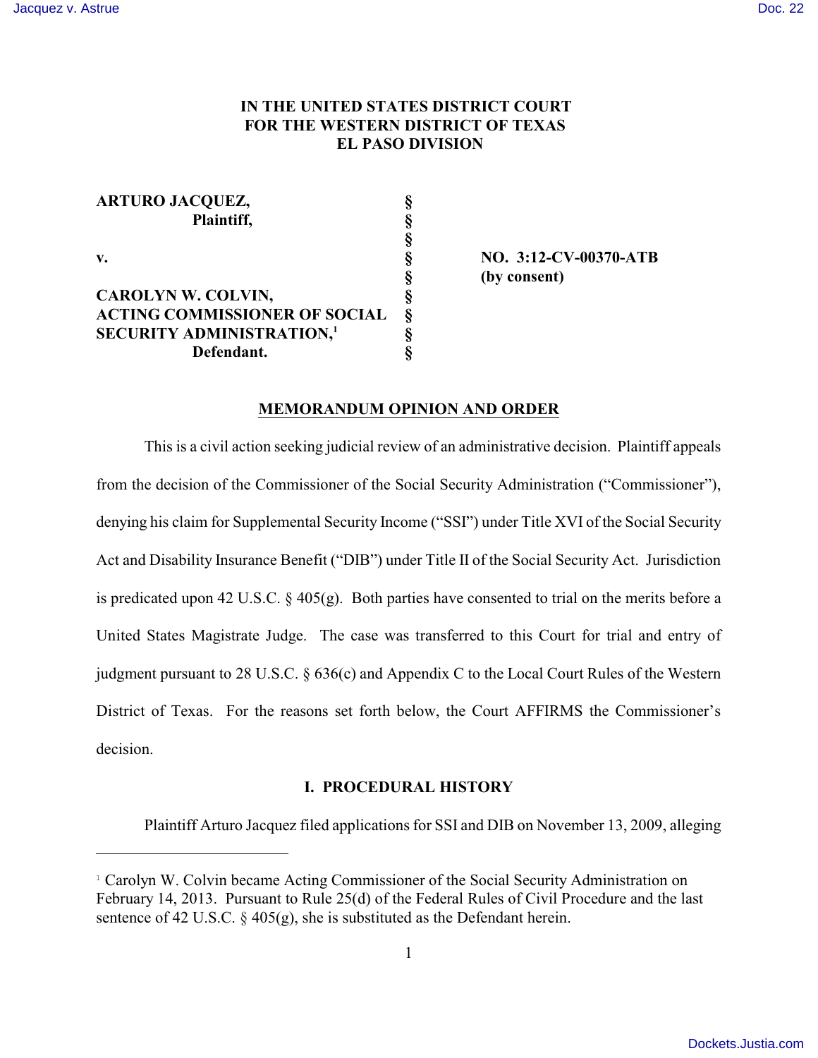IN THE UNITED STATES DISTRICT COURT
FOR THE WESTERN DISTRICT OF TEXAS
EL PASO DIVISION

| | | |
|---|---|---|
| **ARTURO JACQUEZ,** | § | |
| **Plaintiff,** | § | |
| | § | |
| **v.** | § | **NO. 3:12-CV-00370-ATB** |
| | § | **(by consent)** |
| **CAROLYN W. COLVIN,** | § | |
| **ACTING COMMISSIONER OF SOCIAL** | § | |
| **SECURITY ADMINISTRATION,**[1] | § | |
| **Defendant.** | § | |

## MEMORANDUM OPINION AND ORDER

This is a civil action seeking judicial review of an administrative decision. Plaintiff appeals from the decision of the Commissioner of the Social Security Administration ("Commissioner"), denying his claim for Supplemental Security Income ("SSI") under Title XVI of the Social Security Act and Disability Insurance Benefit ("DIB") under Title II of the Social Security Act. Jurisdiction is predicated upon 42 U.S.C. § 405(g). Both parties have consented to trial on the merits before a United States Magistrate Judge. The case was transferred to this Court for trial and entry of judgment pursuant to 28 U.S.C. § 636(c) and Appendix C to the Local Court Rules of the Western District of Texas. For the reasons set forth below, the Court AFFIRMS the Commissioner's decision.

### I. PROCEDURAL HISTORY

Plaintiff Arturo Jacquez filed applications for SSI and DIB on November 13, 2009, alleging

---

[1] Carolyn W. Colvin became Acting Commissioner of the Social Security Administration on February 14, 2013. Pursuant to Rule 25(d) of the Federal Rules of Civil Procedure and the last sentence of 42 U.S.C. § 405(g), she is substituted as the Defendant herein.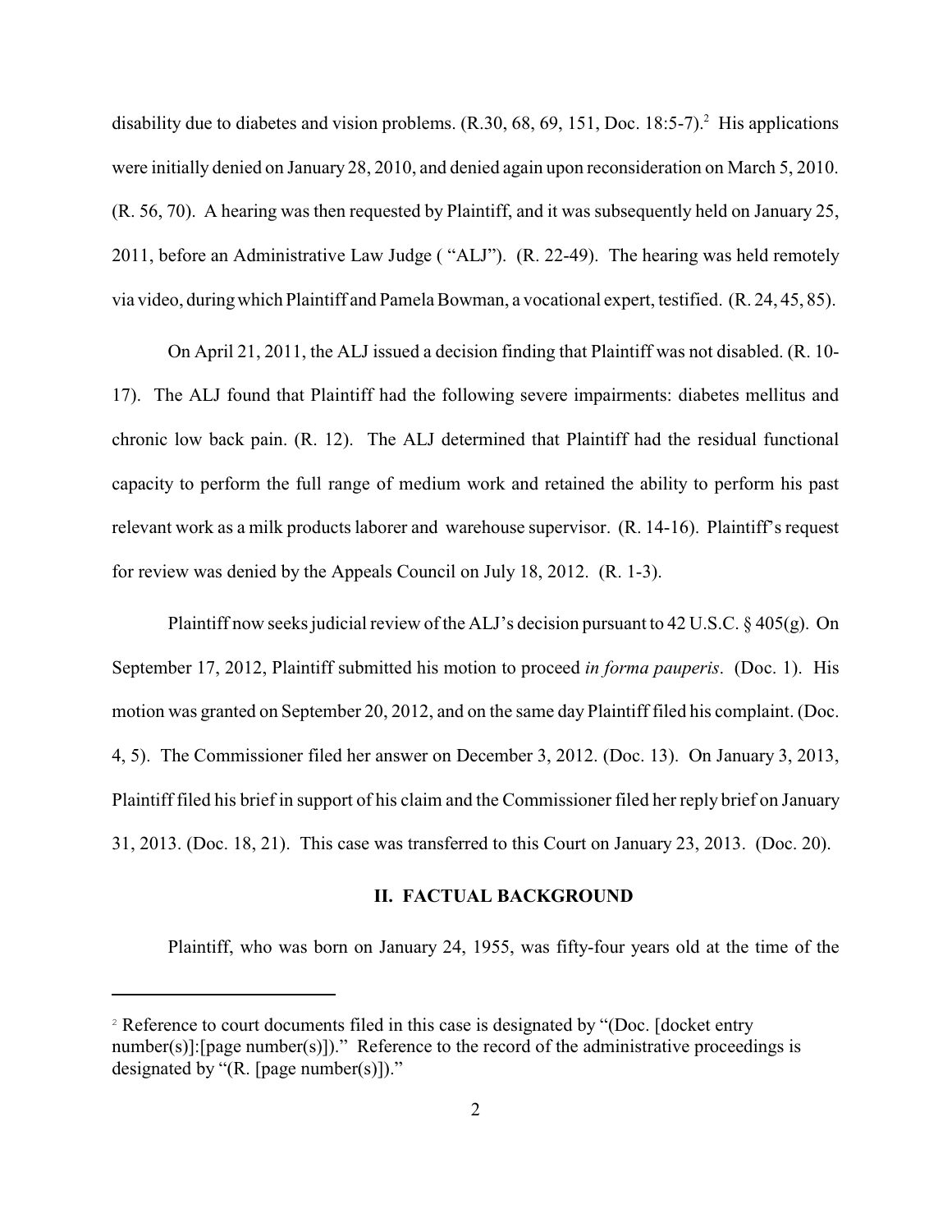disability due to diabetes and vision problems. (R.30, 68, 69, 151, Doc. 18:5-7).[2] His applications were initially denied on January 28, 2010, and denied again upon reconsideration on March 5, 2010. (R. 56, 70). A hearing was then requested by Plaintiff, and it was subsequently held on January 25, 2011, before an Administrative Law Judge ( "ALJ"). (R. 22-49). The hearing was held remotely via video, during which Plaintiff and Pamela Bowman, a vocational expert, testified. (R. 24, 45, 85).

On April 21, 2011, the ALJ issued a decision finding that Plaintiff was not disabled. (R. 10-17). The ALJ found that Plaintiff had the following severe impairments: diabetes mellitus and chronic low back pain. (R. 12). The ALJ determined that Plaintiff had the residual functional capacity to perform the full range of medium work and retained the ability to perform his past relevant work as a milk products laborer and warehouse supervisor. (R. 14-16). Plaintiff's request for review was denied by the Appeals Council on July 18, 2012. (R. 1-3).

Plaintiff now seeks judicial review of the ALJ's decision pursuant to 42 U.S.C. § 405(g). On September 17, 2012, Plaintiff submitted his motion to proceed *in forma pauperis*. (Doc. 1). His motion was granted on September 20, 2012, and on the same day Plaintiff filed his complaint. (Doc. 4, 5). The Commissioner filed her answer on December 3, 2012. (Doc. 13). On January 3, 2013, Plaintiff filed his brief in support of his claim and the Commissioner filed her reply brief on January 31, 2013. (Doc. 18, 21). This case was transferred to this Court on January 23, 2013. (Doc. 20).

## II. FACTUAL BACKGROUND

Plaintiff, who was born on January 24, 1955, was fifty-four years old at the time of the

---

[2] Reference to court documents filed in this case is designated by "(Doc. [docket entry number(s)]:[page number(s)])." Reference to the record of the administrative proceedings is designated by "(R. [page number(s)])."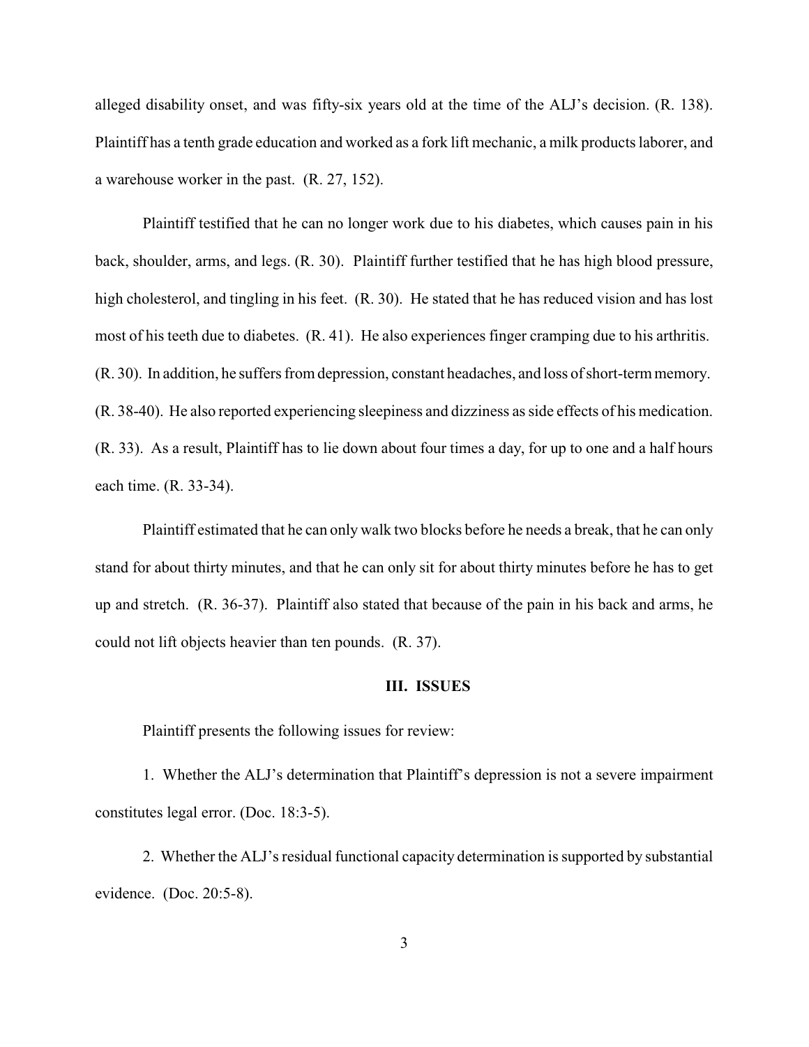alleged disability onset, and was fifty-six years old at the time of the ALJ's decision. (R. 138). Plaintiff has a tenth grade education and worked as a fork lift mechanic, a milk products laborer, and a warehouse worker in the past. (R. 27, 152).

Plaintiff testified that he can no longer work due to his diabetes, which causes pain in his back, shoulder, arms, and legs. (R. 30). Plaintiff further testified that he has high blood pressure, high cholesterol, and tingling in his feet. (R. 30). He stated that he has reduced vision and has lost most of his teeth due to diabetes. (R. 41). He also experiences finger cramping due to his arthritis. (R. 30). In addition, he suffers from depression, constant headaches, and loss of short-term memory. (R. 38-40). He also reported experiencing sleepiness and dizziness as side effects of his medication. (R. 33). As a result, Plaintiff has to lie down about four times a day, for up to one and a half hours each time. (R. 33-34).

Plaintiff estimated that he can only walk two blocks before he needs a break, that he can only stand for about thirty minutes, and that he can only sit for about thirty minutes before he has to get up and stretch. (R. 36-37). Plaintiff also stated that because of the pain in his back and arms, he could not lift objects heavier than ten pounds. (R. 37).

## III. ISSUES

Plaintiff presents the following issues for review:

1. Whether the ALJ's determination that Plaintiff's depression is not a severe impairment constitutes legal error. (Doc. 18:3-5).

2. Whether the ALJ's residual functional capacity determination is supported by substantial evidence. (Doc. 20:5-8).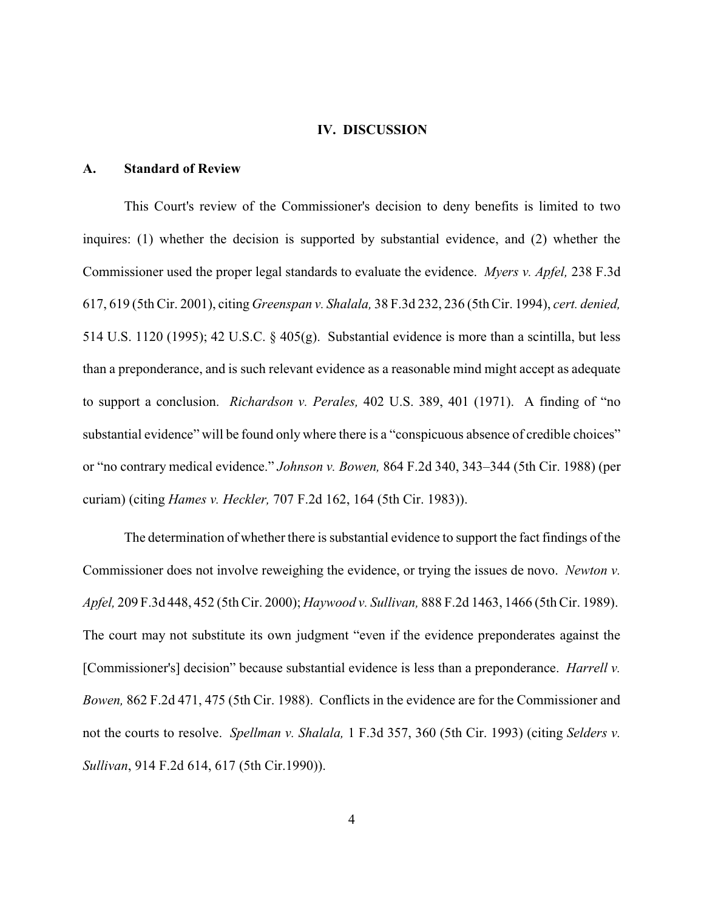## IV. DISCUSSION

### A. Standard of Review

This Court's review of the Commissioner's decision to deny benefits is limited to two inquires: (1) whether the decision is supported by substantial evidence, and (2) whether the Commissioner used the proper legal standards to evaluate the evidence. *Myers v. Apfel,* 238 F.3d 617, 619 (5th Cir. 2001), citing *Greenspan v. Shalala,* 38 F.3d 232, 236 (5th Cir. 1994), *cert. denied,* 514 U.S. 1120 (1995); 42 U.S.C. § 405(g). Substantial evidence is more than a scintilla, but less than a preponderance, and is such relevant evidence as a reasonable mind might accept as adequate to support a conclusion. *Richardson v. Perales,* 402 U.S. 389, 401 (1971). A finding of "no substantial evidence" will be found only where there is a "conspicuous absence of credible choices" or "no contrary medical evidence." *Johnson v. Bowen,* 864 F.2d 340, 343–344 (5th Cir. 1988) (per curiam) (citing *Hames v. Heckler,* 707 F.2d 162, 164 (5th Cir. 1983)).

The determination of whether there is substantial evidence to support the fact findings of the Commissioner does not involve reweighing the evidence, or trying the issues de novo. *Newton v. Apfel,* 209 F.3d 448, 452 (5th Cir. 2000); *Haywood v. Sullivan,* 888 F.2d 1463, 1466 (5th Cir. 1989). The court may not substitute its own judgment "even if the evidence preponderates against the [Commissioner's] decision" because substantial evidence is less than a preponderance. *Harrell v. Bowen,* 862 F.2d 471, 475 (5th Cir. 1988). Conflicts in the evidence are for the Commissioner and not the courts to resolve. *Spellman v. Shalala,* 1 F.3d 357, 360 (5th Cir. 1993) (citing *Selders v. Sullivan*, 914 F.2d 614, 617 (5th Cir.1990)).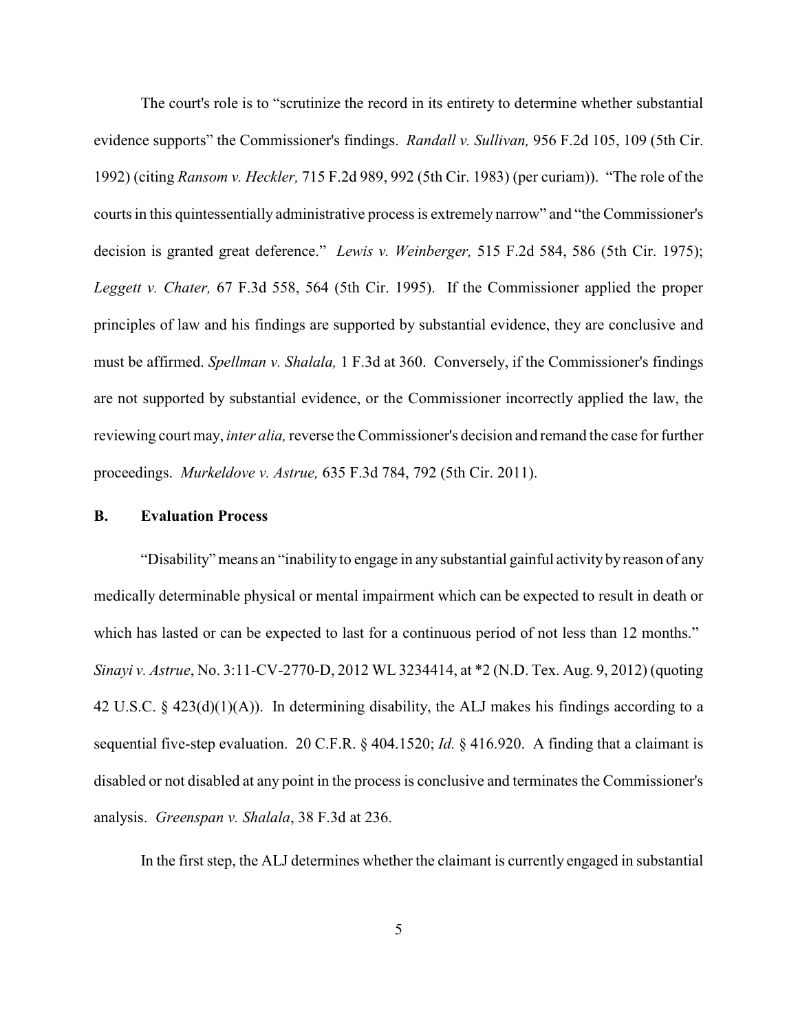The court's role is to "scrutinize the record in its entirety to determine whether substantial evidence supports" the Commissioner's findings. *Randall v. Sullivan,* 956 F.2d 105, 109 (5th Cir. 1992) (citing *Ransom v. Heckler,* 715 F.2d 989, 992 (5th Cir. 1983) (per curiam)). "The role of the courts in this quintessentially administrative process is extremely narrow" and "the Commissioner's decision is granted great deference." *Lewis v. Weinberger,* 515 F.2d 584, 586 (5th Cir. 1975); *Leggett v. Chater,* 67 F.3d 558, 564 (5th Cir. 1995). If the Commissioner applied the proper principles of law and his findings are supported by substantial evidence, they are conclusive and must be affirmed. *Spellman v. Shalala,* 1 F.3d at 360. Conversely, if the Commissioner's findings are not supported by substantial evidence, or the Commissioner incorrectly applied the law, the reviewing court may, *inter alia,* reverse the Commissioner's decision and remand the case for further proceedings. *Murkeldove v. Astrue,* 635 F.3d 784, 792 (5th Cir. 2011).

### B. Evaluation Process

"Disability" means an "inability to engage in any substantial gainful activity by reason of any medically determinable physical or mental impairment which can be expected to result in death or which has lasted or can be expected to last for a continuous period of not less than 12 months." *Sinayi v. Astrue*, No. 3:11-CV-2770-D, 2012 WL 3234414, at *2 (N.D. Tex. Aug. 9, 2012) (quoting 42 U.S.C. § 423(d)(1)(A)). In determining disability, the ALJ makes his findings according to a sequential five-step evaluation. 20 C.F.R. § 404.1520; *Id.* § 416.920. A finding that a claimant is disabled or not disabled at any point in the process is conclusive and terminates the Commissioner's analysis. *Greenspan v. Shalala*, 38 F.3d at 236.

In the first step, the ALJ determines whether the claimant is currently engaged in substantial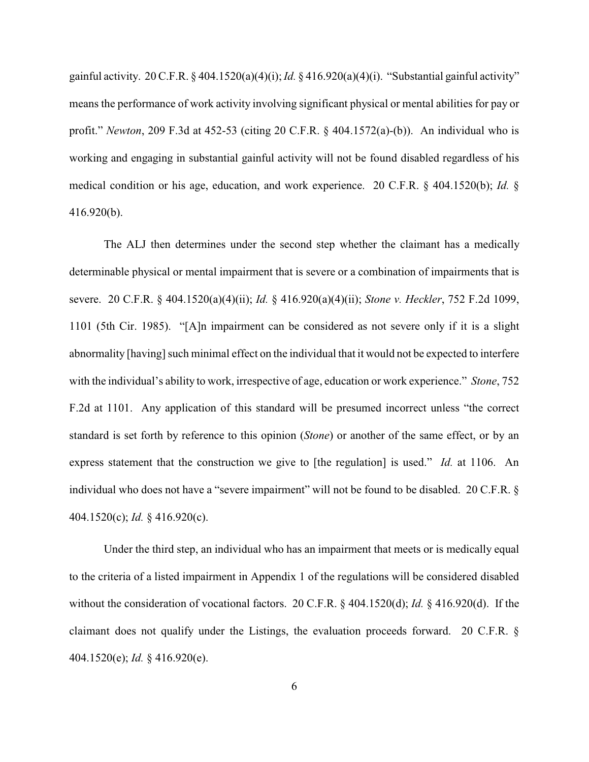gainful activity. 20 C.F.R. § 404.1520(a)(4)(i); *Id.* § 416.920(a)(4)(i). "Substantial gainful activity" means the performance of work activity involving significant physical or mental abilities for pay or profit." *Newton*, 209 F.3d at 452-53 (citing 20 C.F.R. § 404.1572(a)-(b)). An individual who is working and engaging in substantial gainful activity will not be found disabled regardless of his medical condition or his age, education, and work experience. 20 C.F.R. § 404.1520(b); *Id.* § 416.920(b).

The ALJ then determines under the second step whether the claimant has a medically determinable physical or mental impairment that is severe or a combination of impairments that is severe. 20 C.F.R. § 404.1520(a)(4)(ii); *Id.* § 416.920(a)(4)(ii); *Stone v. Heckler*, 752 F.2d 1099, 1101 (5th Cir. 1985). "[A]n impairment can be considered as not severe only if it is a slight abnormality [having] such minimal effect on the individual that it would not be expected to interfere with the individual's ability to work, irrespective of age, education or work experience." *Stone*, 752 F.2d at 1101. Any application of this standard will be presumed incorrect unless "the correct standard is set forth by reference to this opinion (*Stone*) or another of the same effect, or by an express statement that the construction we give to [the regulation] is used." *Id.* at 1106. An individual who does not have a "severe impairment" will not be found to be disabled. 20 C.F.R. § 404.1520(c); *Id.* § 416.920(c).

Under the third step, an individual who has an impairment that meets or is medically equal to the criteria of a listed impairment in Appendix 1 of the regulations will be considered disabled without the consideration of vocational factors. 20 C.F.R. § 404.1520(d); *Id.* § 416.920(d). If the claimant does not qualify under the Listings, the evaluation proceeds forward. 20 C.F.R. § 404.1520(e); *Id.* § 416.920(e).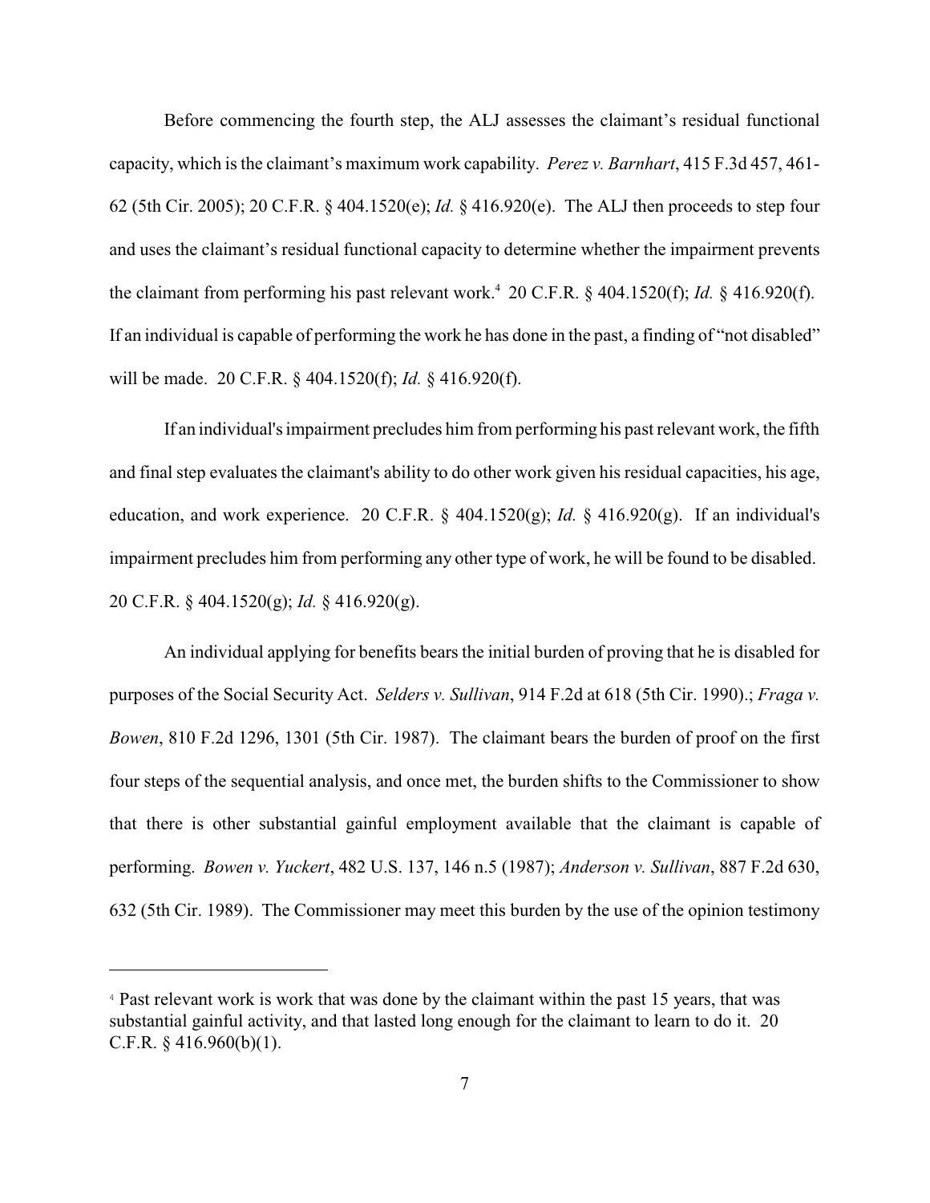Before commencing the fourth step, the ALJ assesses the claimant's residual functional capacity, which is the claimant's maximum work capability. *Perez v. Barnhart*, 415 F.3d 457, 461-62 (5th Cir. 2005); 20 C.F.R. § 404.1520(e); *Id.* § 416.920(e). The ALJ then proceeds to step four and uses the claimant's residual functional capacity to determine whether the impairment prevents the claimant from performing his past relevant work.[4] 20 C.F.R. § 404.1520(f); *Id.* § 416.920(f). If an individual is capable of performing the work he has done in the past, a finding of "not disabled" will be made. 20 C.F.R. § 404.1520(f); *Id.* § 416.920(f).

If an individual's impairment precludes him from performing his past relevant work, the fifth and final step evaluates the claimant's ability to do other work given his residual capacities, his age, education, and work experience. 20 C.F.R. § 404.1520(g); *Id.* § 416.920(g). If an individual's impairment precludes him from performing any other type of work, he will be found to be disabled. 20 C.F.R. § 404.1520(g); *Id.* § 416.920(g).

An individual applying for benefits bears the initial burden of proving that he is disabled for purposes of the Social Security Act. *Selders v. Sullivan*, 914 F.2d at 618 (5th Cir. 1990).; *Fraga v. Bowen*, 810 F.2d 1296, 1301 (5th Cir. 1987). The claimant bears the burden of proof on the first four steps of the sequential analysis, and once met, the burden shifts to the Commissioner to show that there is other substantial gainful employment available that the claimant is capable of performing. *Bowen v. Yuckert*, 482 U.S. 137, 146 n.5 (1987); *Anderson v. Sullivan*, 887 F.2d 630, 632 (5th Cir. 1989). The Commissioner may meet this burden by the use of the opinion testimony

---

[4] Past relevant work is work that was done by the claimant within the past 15 years, that was substantial gainful activity, and that lasted long enough for the claimant to learn to do it. 20 C.F.R. § 416.960(b)(1).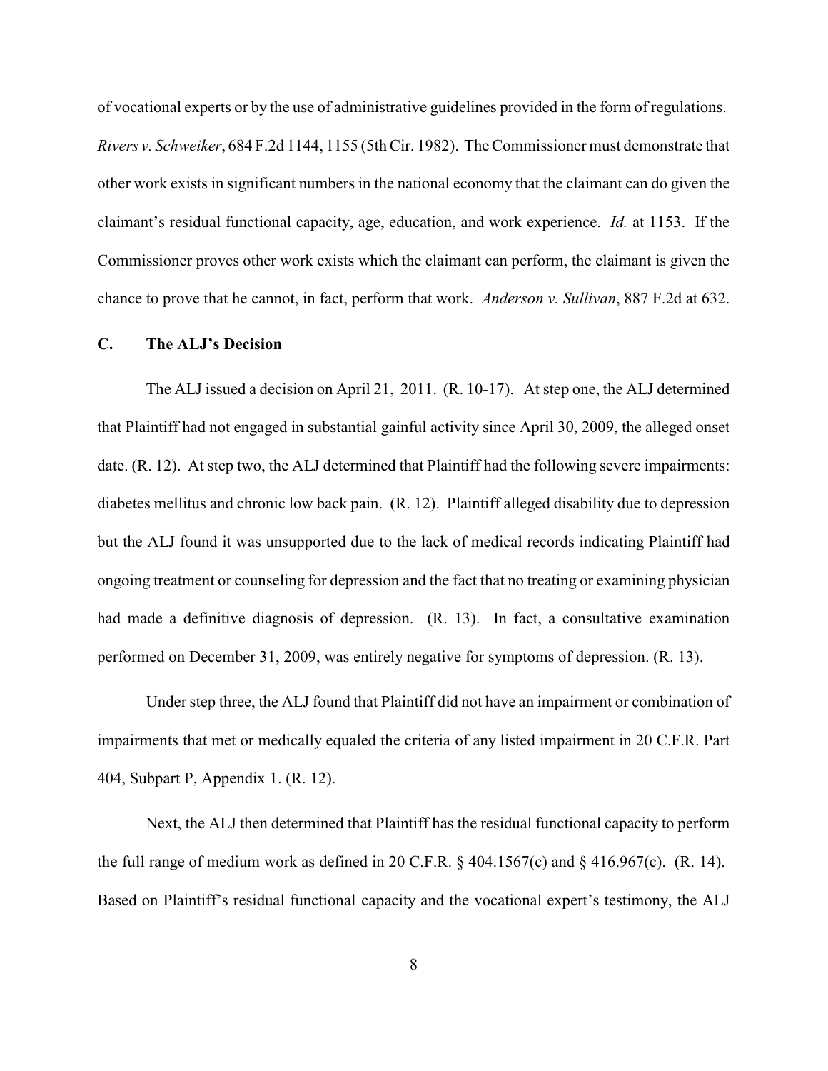of vocational experts or by the use of administrative guidelines provided in the form of regulations. *Rivers v. Schweiker*, 684 F.2d 1144, 1155 (5th Cir. 1982). The Commissioner must demonstrate that other work exists in significant numbers in the national economy that the claimant can do given the claimant's residual functional capacity, age, education, and work experience. *Id.* at 1153. If the Commissioner proves other work exists which the claimant can perform, the claimant is given the chance to prove that he cannot, in fact, perform that work. *Anderson v. Sullivan*, 887 F.2d at 632.

## C. The ALJ's Decision

The ALJ issued a decision on April 21, 2011. (R. 10-17). At step one, the ALJ determined that Plaintiff had not engaged in substantial gainful activity since April 30, 2009, the alleged onset date. (R. 12). At step two, the ALJ determined that Plaintiff had the following severe impairments: diabetes mellitus and chronic low back pain. (R. 12). Plaintiff alleged disability due to depression but the ALJ found it was unsupported due to the lack of medical records indicating Plaintiff had ongoing treatment or counseling for depression and the fact that no treating or examining physician had made a definitive diagnosis of depression. (R. 13). In fact, a consultative examination performed on December 31, 2009, was entirely negative for symptoms of depression. (R. 13).

Under step three, the ALJ found that Plaintiff did not have an impairment or combination of impairments that met or medically equaled the criteria of any listed impairment in 20 C.F.R. Part 404, Subpart P, Appendix 1. (R. 12).

Next, the ALJ then determined that Plaintiff has the residual functional capacity to perform the full range of medium work as defined in 20 C.F.R. § 404.1567(c) and § 416.967(c). (R. 14). Based on Plaintiff's residual functional capacity and the vocational expert's testimony, the ALJ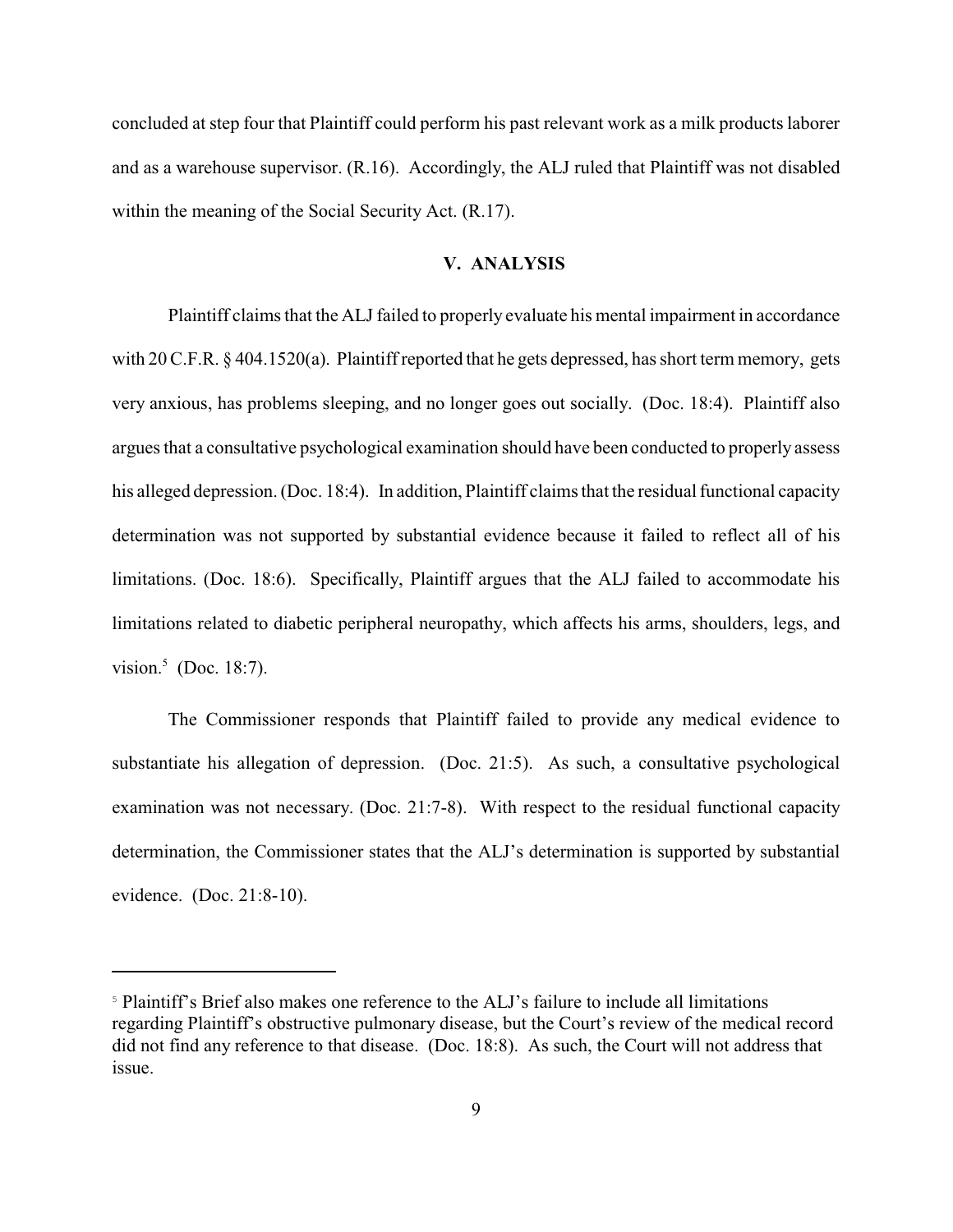concluded at step four that Plaintiff could perform his past relevant work as a milk products laborer and as a warehouse supervisor. (R.16). Accordingly, the ALJ ruled that Plaintiff was not disabled within the meaning of the Social Security Act. (R.17).

## V. ANALYSIS

Plaintiff claims that the ALJ failed to properly evaluate his mental impairment in accordance with 20 C.F.R. § 404.1520(a). Plaintiff reported that he gets depressed, has short term memory, gets very anxious, has problems sleeping, and no longer goes out socially. (Doc. 18:4). Plaintiff also argues that a consultative psychological examination should have been conducted to properly assess his alleged depression. (Doc. 18:4). In addition, Plaintiff claims that the residual functional capacity determination was not supported by substantial evidence because it failed to reflect all of his limitations. (Doc. 18:6). Specifically, Plaintiff argues that the ALJ failed to accommodate his limitations related to diabetic peripheral neuropathy, which affects his arms, shoulders, legs, and vision.[5] (Doc. 18:7).

The Commissioner responds that Plaintiff failed to provide any medical evidence to substantiate his allegation of depression. (Doc. 21:5). As such, a consultative psychological examination was not necessary. (Doc. 21:7-8). With respect to the residual functional capacity determination, the Commissioner states that the ALJ's determination is supported by substantial evidence. (Doc. 21:8-10).

---

[5] Plaintiff's Brief also makes one reference to the ALJ's failure to include all limitations regarding Plaintiff's obstructive pulmonary disease, but the Court's review of the medical record did not find any reference to that disease. (Doc. 18:8). As such, the Court will not address that issue.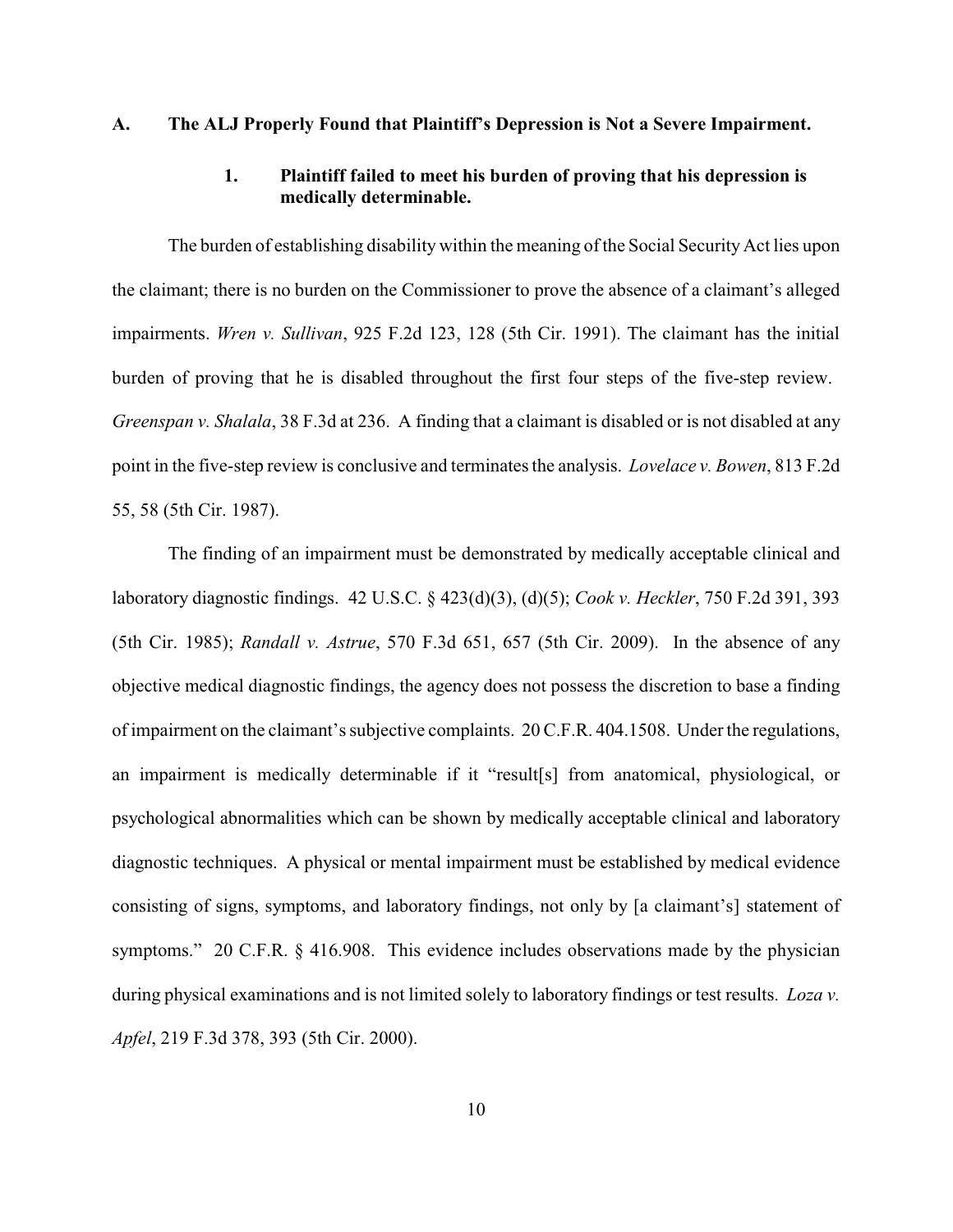### A. The ALJ Properly Found that Plaintiff's Depression is Not a Severe Impairment.

#### 1. Plaintiff failed to meet his burden of proving that his depression is medically determinable.

The burden of establishing disability within the meaning of the Social Security Act lies upon the claimant; there is no burden on the Commissioner to prove the absence of a claimant's alleged impairments. *Wren v. Sullivan*, 925 F.2d 123, 128 (5th Cir. 1991). The claimant has the initial burden of proving that he is disabled throughout the first four steps of the five-step review. *Greenspan v. Shalala*, 38 F.3d at 236. A finding that a claimant is disabled or is not disabled at any point in the five-step review is conclusive and terminates the analysis. *Lovelace v. Bowen*, 813 F.2d 55, 58 (5th Cir. 1987).

The finding of an impairment must be demonstrated by medically acceptable clinical and laboratory diagnostic findings. 42 U.S.C. § 423(d)(3), (d)(5); *Cook v. Heckler*, 750 F.2d 391, 393 (5th Cir. 1985); *Randall v. Astrue*, 570 F.3d 651, 657 (5th Cir. 2009). In the absence of any objective medical diagnostic findings, the agency does not possess the discretion to base a finding of impairment on the claimant's subjective complaints. 20 C.F.R. 404.1508. Under the regulations, an impairment is medically determinable if it "result[s] from anatomical, physiological, or psychological abnormalities which can be shown by medically acceptable clinical and laboratory diagnostic techniques. A physical or mental impairment must be established by medical evidence consisting of signs, symptoms, and laboratory findings, not only by [a claimant's] statement of symptoms." 20 C.F.R. § 416.908. This evidence includes observations made by the physician during physical examinations and is not limited solely to laboratory findings or test results. *Loza v. Apfel*, 219 F.3d 378, 393 (5th Cir. 2000).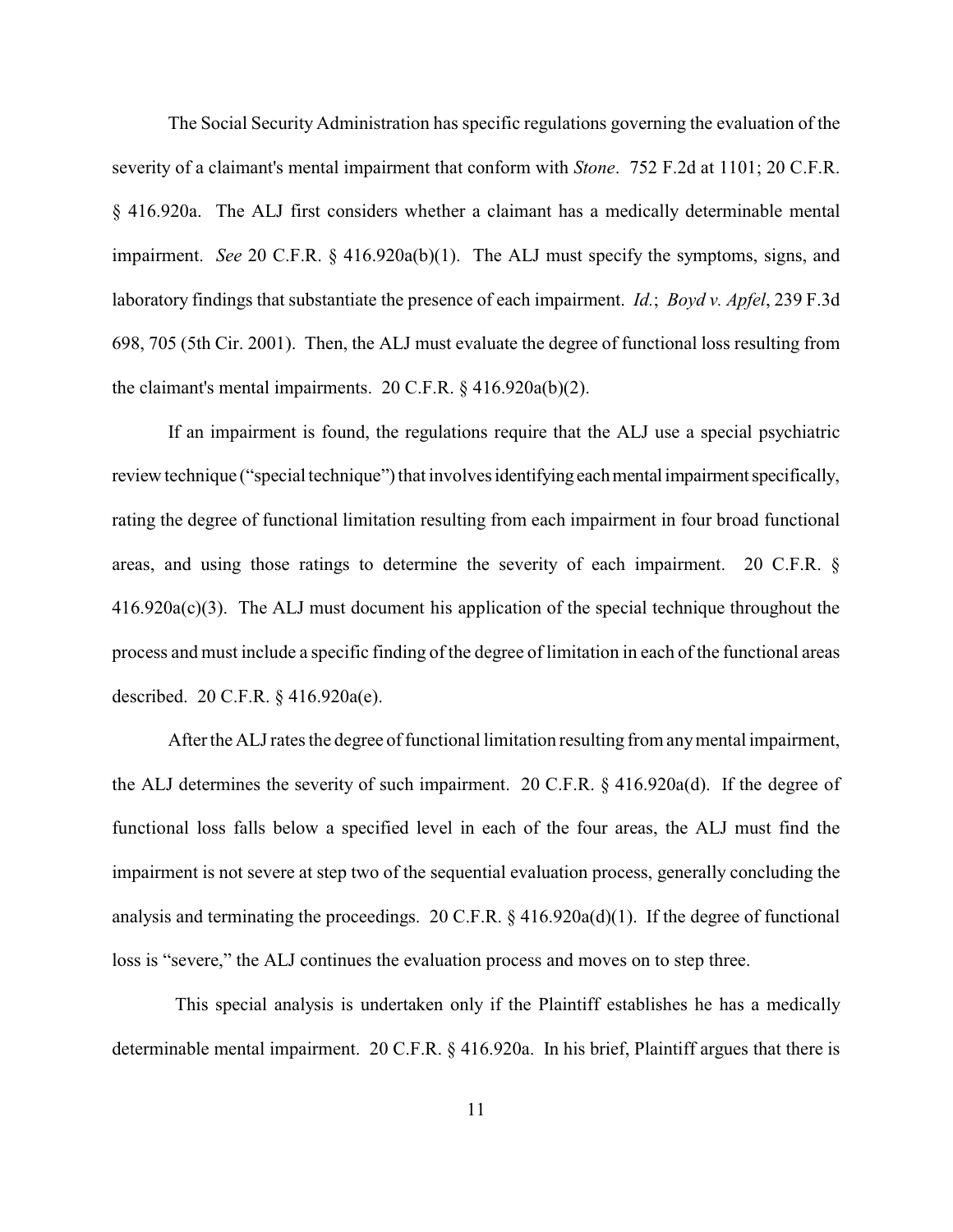The Social Security Administration has specific regulations governing the evaluation of the severity of a claimant's mental impairment that conform with *Stone*. 752 F.2d at 1101; 20 C.F.R. § 416.920a. The ALJ first considers whether a claimant has a medically determinable mental impairment. *See* 20 C.F.R. § 416.920a(b)(1). The ALJ must specify the symptoms, signs, and laboratory findings that substantiate the presence of each impairment. *Id.*; *Boyd v. Apfel*, 239 F.3d 698, 705 (5th Cir. 2001). Then, the ALJ must evaluate the degree of functional loss resulting from the claimant's mental impairments. 20 C.F.R. § 416.920a(b)(2).

If an impairment is found, the regulations require that the ALJ use a special psychiatric review technique ("special technique") that involves identifying each mental impairment specifically, rating the degree of functional limitation resulting from each impairment in four broad functional areas, and using those ratings to determine the severity of each impairment. 20 C.F.R. § 416.920a(c)(3). The ALJ must document his application of the special technique throughout the process and must include a specific finding of the degree of limitation in each of the functional areas described. 20 C.F.R. § 416.920a(e).

After the ALJ rates the degree of functional limitation resulting from any mental impairment, the ALJ determines the severity of such impairment. 20 C.F.R. § 416.920a(d). If the degree of functional loss falls below a specified level in each of the four areas, the ALJ must find the impairment is not severe at step two of the sequential evaluation process, generally concluding the analysis and terminating the proceedings. 20 C.F.R. § 416.920a(d)(1). If the degree of functional loss is "severe," the ALJ continues the evaluation process and moves on to step three.

This special analysis is undertaken only if the Plaintiff establishes he has a medically determinable mental impairment. 20 C.F.R. § 416.920a. In his brief, Plaintiff argues that there is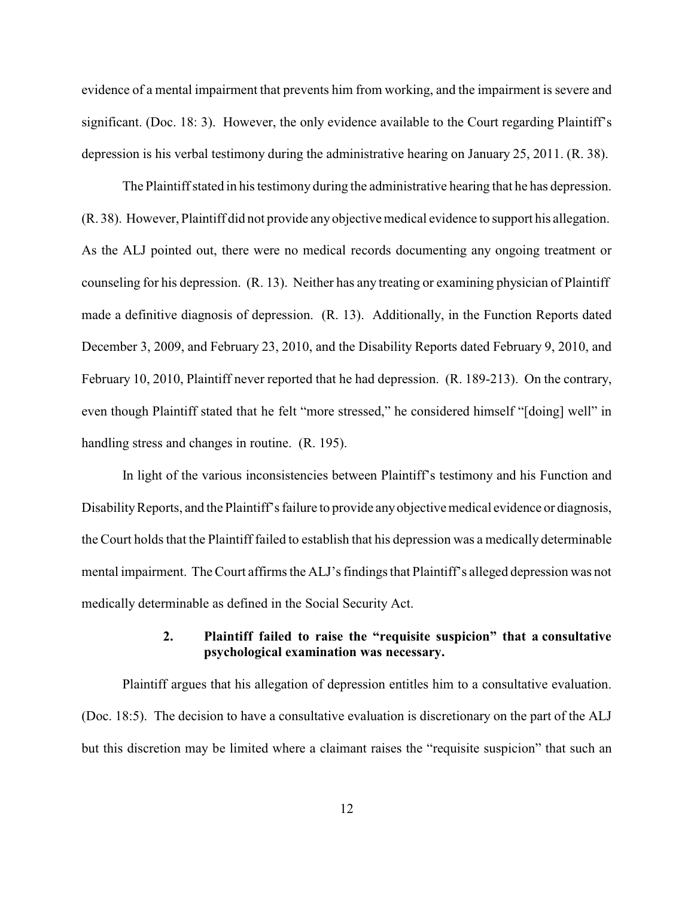evidence of a mental impairment that prevents him from working, and the impairment is severe and significant. (Doc. 18: 3). However, the only evidence available to the Court regarding Plaintiff's depression is his verbal testimony during the administrative hearing on January 25, 2011. (R. 38).

The Plaintiff stated in his testimony during the administrative hearing that he has depression. (R. 38). However, Plaintiff did not provide any objective medical evidence to support his allegation. As the ALJ pointed out, there were no medical records documenting any ongoing treatment or counseling for his depression. (R. 13). Neither has any treating or examining physician of Plaintiff made a definitive diagnosis of depression. (R. 13). Additionally, in the Function Reports dated December 3, 2009, and February 23, 2010, and the Disability Reports dated February 9, 2010, and February 10, 2010, Plaintiff never reported that he had depression. (R. 189-213). On the contrary, even though Plaintiff stated that he felt "more stressed," he considered himself "[doing] well" in handling stress and changes in routine. (R. 195).

In light of the various inconsistencies between Plaintiff's testimony and his Function and Disability Reports, and the Plaintiff's failure to provide any objective medical evidence or diagnosis, the Court holds that the Plaintiff failed to establish that his depression was a medically determinable mental impairment. The Court affirms the ALJ's findings that Plaintiff's alleged depression was not medically determinable as defined in the Social Security Act.

### 2. Plaintiff failed to raise the "requisite suspicion" that a consultative psychological examination was necessary.

Plaintiff argues that his allegation of depression entitles him to a consultative evaluation. (Doc. 18:5). The decision to have a consultative evaluation is discretionary on the part of the ALJ but this discretion may be limited where a claimant raises the "requisite suspicion" that such an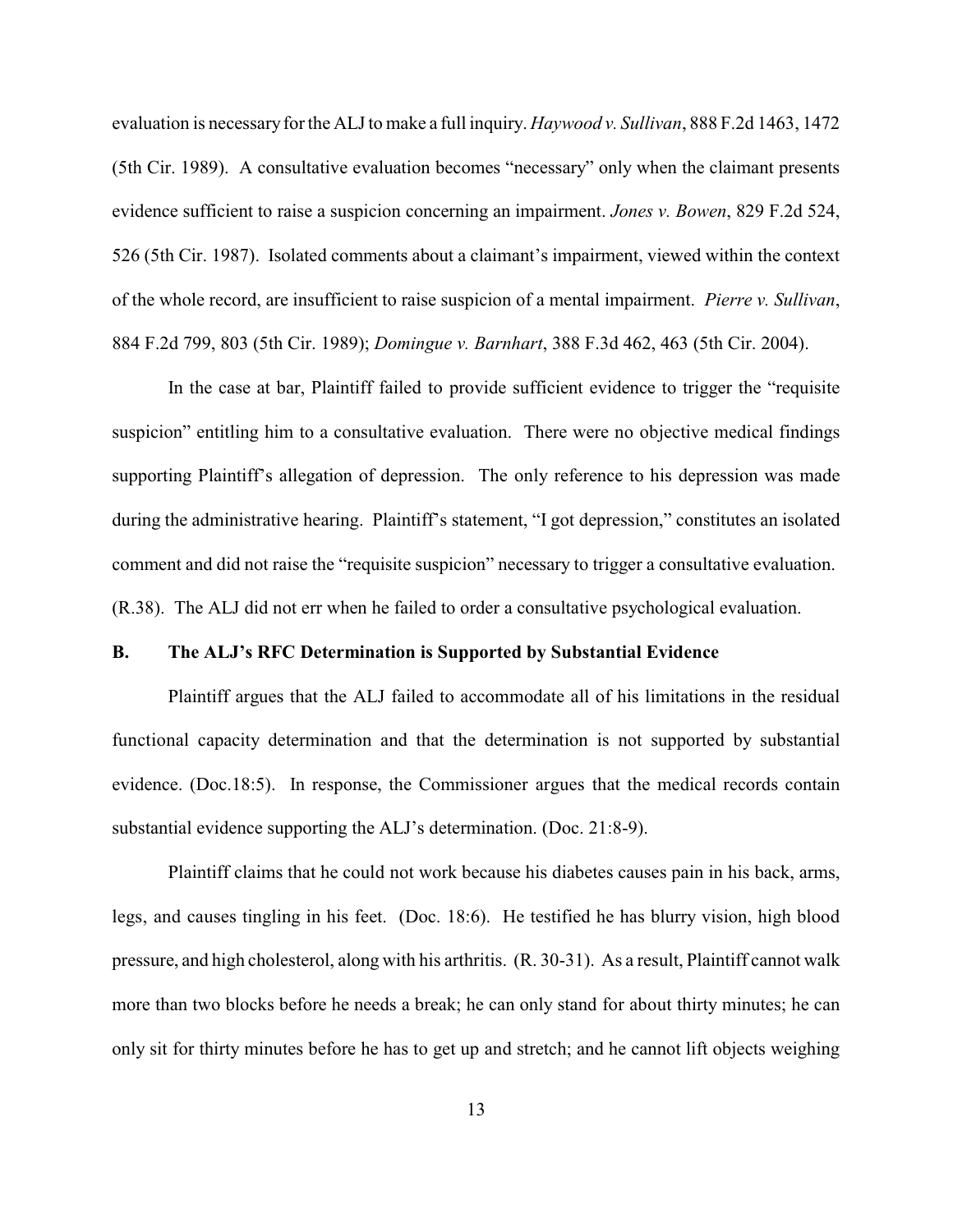evaluation is necessary for the ALJ to make a full inquiry. *Haywood v. Sullivan*, 888 F.2d 1463, 1472 (5th Cir. 1989). A consultative evaluation becomes "necessary" only when the claimant presents evidence sufficient to raise a suspicion concerning an impairment. *Jones v. Bowen*, 829 F.2d 524, 526 (5th Cir. 1987). Isolated comments about a claimant's impairment, viewed within the context of the whole record, are insufficient to raise suspicion of a mental impairment. *Pierre v. Sullivan*, 884 F.2d 799, 803 (5th Cir. 1989); *Domingue v. Barnhart*, 388 F.3d 462, 463 (5th Cir. 2004).

In the case at bar, Plaintiff failed to provide sufficient evidence to trigger the "requisite suspicion" entitling him to a consultative evaluation. There were no objective medical findings supporting Plaintiff's allegation of depression. The only reference to his depression was made during the administrative hearing. Plaintiff's statement, "I got depression," constitutes an isolated comment and did not raise the "requisite suspicion" necessary to trigger a consultative evaluation. (R.38). The ALJ did not err when he failed to order a consultative psychological evaluation.

**B. The ALJ's RFC Determination is Supported by Substantial Evidence**

Plaintiff argues that the ALJ failed to accommodate all of his limitations in the residual functional capacity determination and that the determination is not supported by substantial evidence. (Doc.18:5). In response, the Commissioner argues that the medical records contain substantial evidence supporting the ALJ's determination. (Doc. 21:8-9).

Plaintiff claims that he could not work because his diabetes causes pain in his back, arms, legs, and causes tingling in his feet. (Doc. 18:6). He testified he has blurry vision, high blood pressure, and high cholesterol, along with his arthritis. (R. 30-31). As a result, Plaintiff cannot walk more than two blocks before he needs a break; he can only stand for about thirty minutes; he can only sit for thirty minutes before he has to get up and stretch; and he cannot lift objects weighing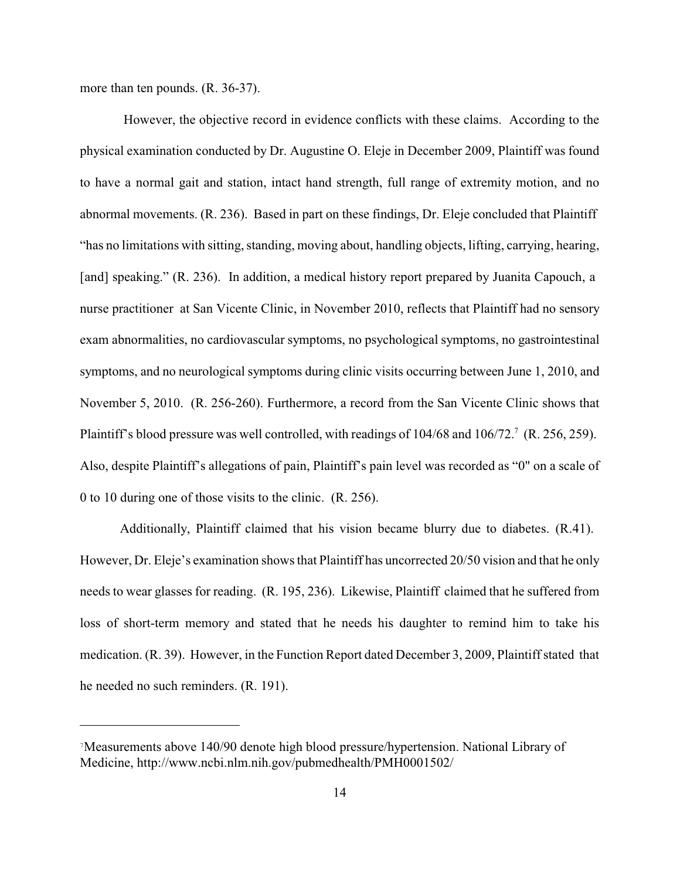more than ten pounds. (R. 36-37).

However, the objective record in evidence conflicts with these claims. According to the physical examination conducted by Dr. Augustine O. Eleje in December 2009, Plaintiff was found to have a normal gait and station, intact hand strength, full range of extremity motion, and no abnormal movements. (R. 236). Based in part on these findings, Dr. Eleje concluded that Plaintiff "has no limitations with sitting, standing, moving about, handling objects, lifting, carrying, hearing, [and] speaking." (R. 236). In addition, a medical history report prepared by Juanita Capouch, a nurse practitioner at San Vicente Clinic, in November 2010, reflects that Plaintiff had no sensory exam abnormalities, no cardiovascular symptoms, no psychological symptoms, no gastrointestinal symptoms, and no neurological symptoms during clinic visits occurring between June 1, 2010, and November 5, 2010. (R. 256-260). Furthermore, a record from the San Vicente Clinic shows that Plaintiff's blood pressure was well controlled, with readings of 104/68 and 106/72.[7] (R. 256, 259). Also, despite Plaintiff's allegations of pain, Plaintiff's pain level was recorded as "0" on a scale of 0 to 10 during one of those visits to the clinic. (R. 256).

Additionally, Plaintiff claimed that his vision became blurry due to diabetes. (R.41). However, Dr. Eleje's examination shows that Plaintiff has uncorrected 20/50 vision and that he only needs to wear glasses for reading. (R. 195, 236). Likewise, Plaintiff claimed that he suffered from loss of short-term memory and stated that he needs his daughter to remind him to take his medication. (R. 39). However, in the Function Report dated December 3, 2009, Plaintiff stated that he needed no such reminders. (R. 191).

---

[7] Measurements above 140/90 denote high blood pressure/hypertension. National Library of Medicine, http://www.ncbi.nlm.nih.gov/pubmedhealth/PMH0001502/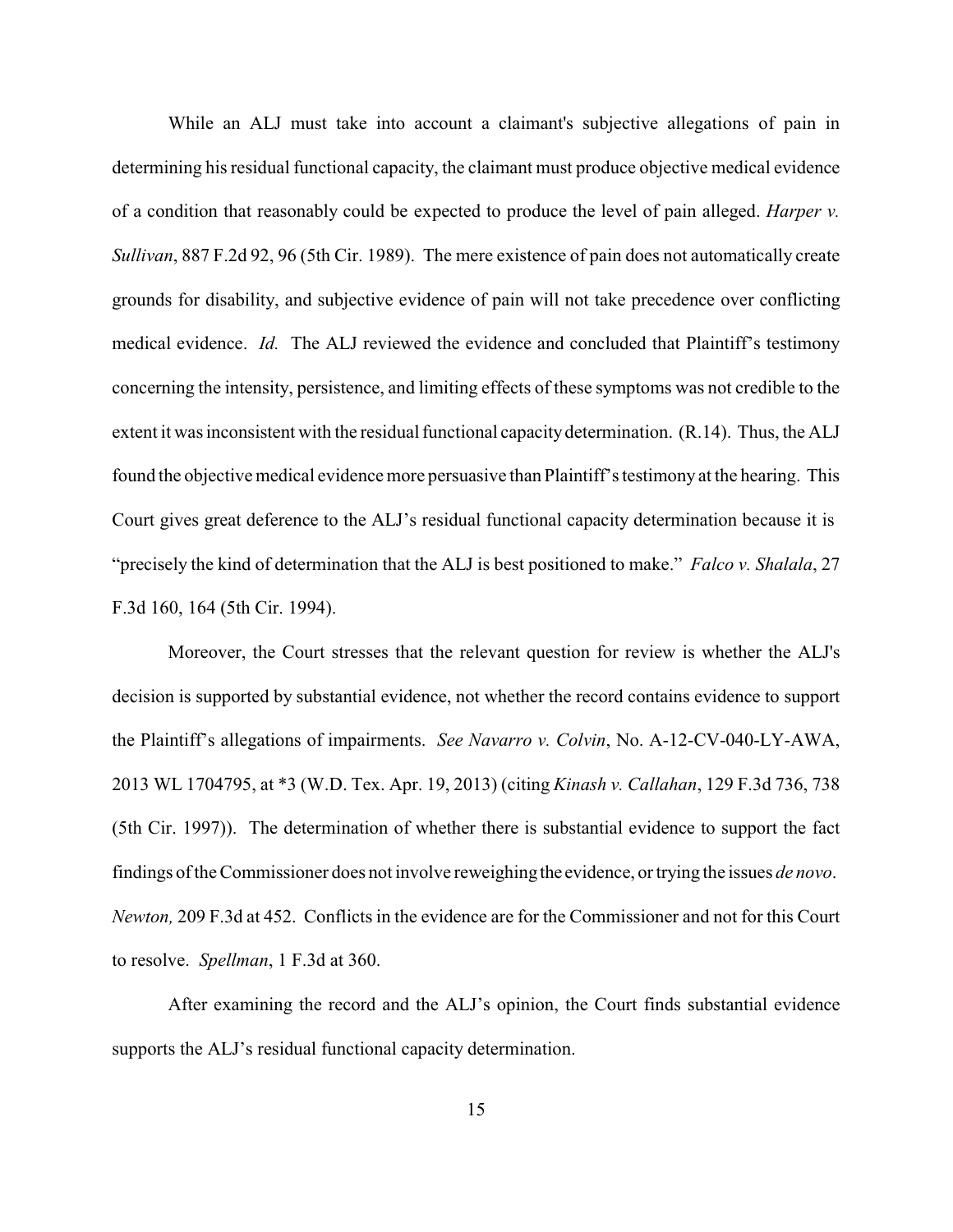While an ALJ must take into account a claimant's subjective allegations of pain in determining his residual functional capacity, the claimant must produce objective medical evidence of a condition that reasonably could be expected to produce the level of pain alleged. *Harper v. Sullivan*, 887 F.2d 92, 96 (5th Cir. 1989). The mere existence of pain does not automatically create grounds for disability, and subjective evidence of pain will not take precedence over conflicting medical evidence. *Id.* The ALJ reviewed the evidence and concluded that Plaintiff's testimony concerning the intensity, persistence, and limiting effects of these symptoms was not credible to the extent it was inconsistent with the residual functional capacity determination. (R.14). Thus, the ALJ found the objective medical evidence more persuasive than Plaintiff's testimony at the hearing. This Court gives great deference to the ALJ's residual functional capacity determination because it is "precisely the kind of determination that the ALJ is best positioned to make." *Falco v. Shalala*, 27 F.3d 160, 164 (5th Cir. 1994).

Moreover, the Court stresses that the relevant question for review is whether the ALJ's decision is supported by substantial evidence, not whether the record contains evidence to support the Plaintiff's allegations of impairments. *See Navarro v. Colvin*, No. A-12-CV-040-LY-AWA, 2013 WL 1704795, at *3 (W.D. Tex. Apr. 19, 2013) (citing *Kinash v. Callahan*, 129 F.3d 736, 738 (5th Cir. 1997)). The determination of whether there is substantial evidence to support the fact findings of the Commissioner does not involve reweighing the evidence, or trying the issues *de novo*. *Newton,* 209 F.3d at 452. Conflicts in the evidence are for the Commissioner and not for this Court to resolve. *Spellman*, 1 F.3d at 360.

After examining the record and the ALJ's opinion, the Court finds substantial evidence supports the ALJ's residual functional capacity determination.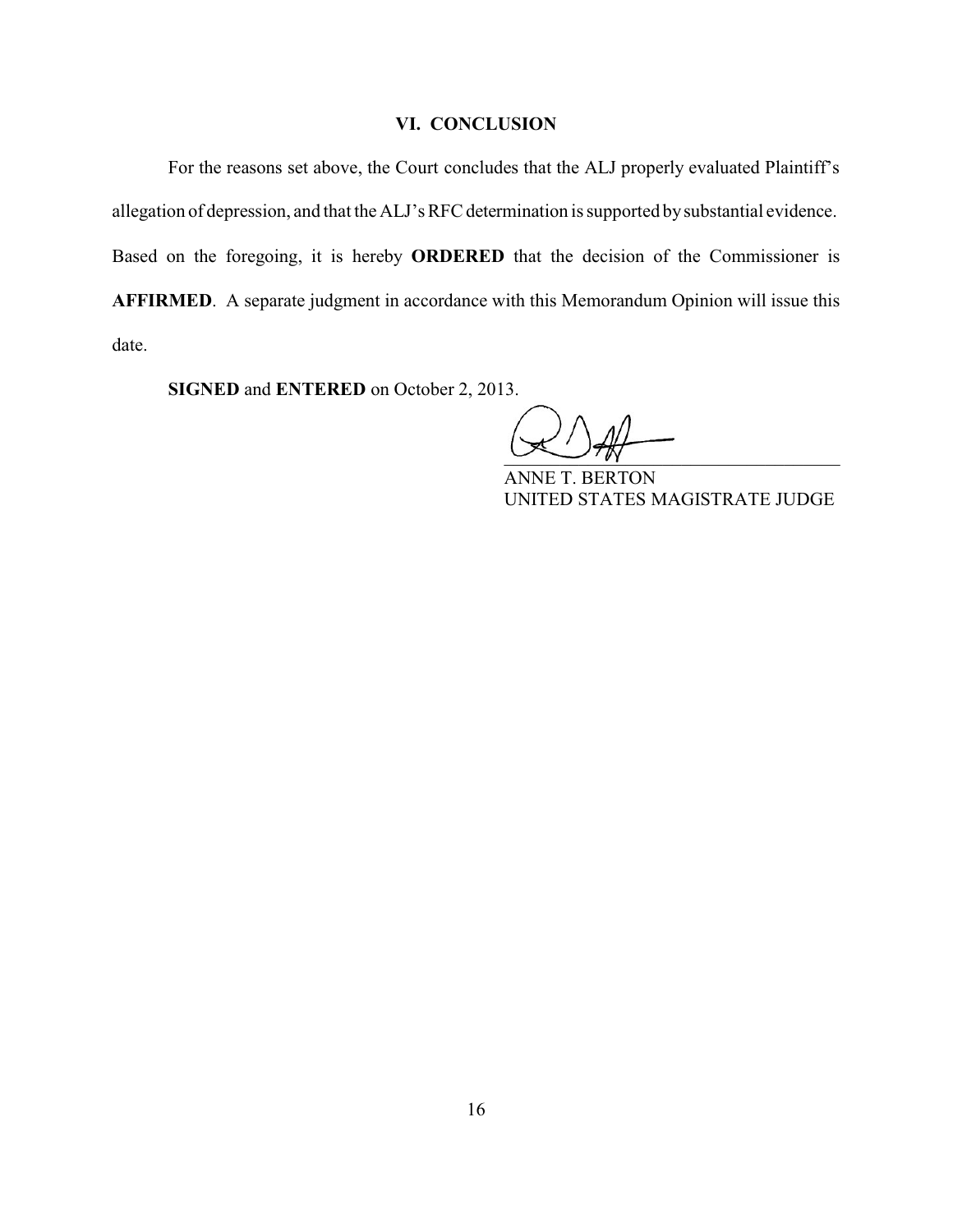## VI. CONCLUSION

For the reasons set above, the Court concludes that the ALJ properly evaluated Plaintiff's allegation of depression, and that the ALJ's RFC determination is supported by substantial evidence. Based on the foregoing, it is hereby **ORDERED** that the decision of the Commissioner is **AFFIRMED**. A separate judgment in accordance with this Memorandum Opinion will issue this date.

**SIGNED** and **ENTERED** on October 2, 2013.

ANNE T. BERTON
UNITED STATES MAGISTRATE JUDGE